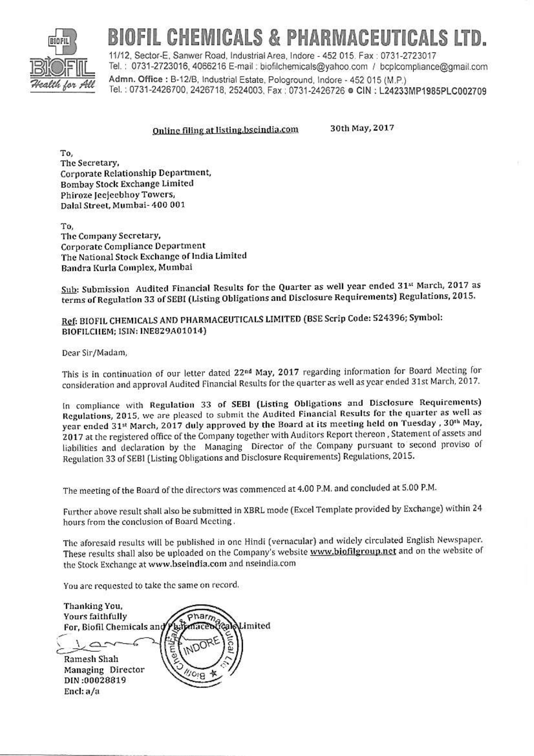# BIOFIL CHEMICALS & PHARMACEUTICALS LTD.

11/12, Sector-E, Sanwer Road, Industrial Area, Indore - 452 015. Fax : 0731-2723017
Tel. : 0731-2723016, 4066216 E-mail : biofilchemicals@yahoo.com / bcplcompliance@gmail.com
Admn. Office : B-12/B, Industrial Estate, Pologround, Indore - 452 015 (M.P.)
Tel. : 0731-2426700, 2426718, 2524003, Fax : 0731-2426726 • CIN : L24233MP1985PLC002709

Health for All

Online filing at listing.bseindia.com 30th May, 2017

To,
The Secretary,
Corporate Relationship Department,
Bombay Stock Exchange Limited
Phiroze Jeejeebhoy Towers,
Dalal Street, Mumbai- 400 001

To,
The Company Secretary,
Corporate Compliance Department
The National Stock Exchange of India Limited
Bandra Kurla Complex, Mumbai

Sub: Submission Audited Financial Results for the Quarter as well year ended 31st March, 2017 as terms of Regulation 33 of SEBI (Listing Obligations and Disclosure Requirements) Regulations, 2015.

Ref: BIOFIL CHEMICALS AND PHARMACEUTICALS LIMITED (BSE Scrip Code: 524396; Symbol: BIOFILCHEM; ISIN: INE829A01014)

Dear Sir/Madam,

This is in continuation of our letter dated 22nd May, 2017 regarding information for Board Meeting for consideration and approval Audited Financial Results for the quarter as well as year ended 31st March, 2017.

In compliance with Regulation 33 of SEBI (Listing Obligations and Disclosure Requirements) Regulations, 2015, we are pleased to submit the Audited Financial Results for the quarter as well as year ended 31st March, 2017 duly approved by the Board at its meeting held on Tuesday , 30th May, 2017 at the registered office of the Company together with Auditors Report thereon , Statement of assets and liabilities and declaration by the Managing Director of the Company pursuant to second proviso of Regulation 33 of SEBI (Listing Obligations and Disclosure Requirements) Regulations, 2015.

The meeting of the Board of the directors was commenced at 4.00 P.M. and concluded at 5.00 P.M.

Further above result shall also be submitted in XBRL mode (Excel Template provided by Exchange) within 24 hours from the conclusion of Board Meeting .

The aforesaid results will be published in one Hindi (vernacular) and widely circulated English Newspaper. These results shall also be uploaded on the Company's website www.biofilgroup.net and on the website of the Stock Exchange at www.bseindia.com and nseindia.com

You are requested to take the same on record.

Thanking You,
Yours faithfully
For, Biofil Chemicals and Pharmaceuticals Limited

Ramesh Shah
Managing Director
DIN :00028819
Encl: a/a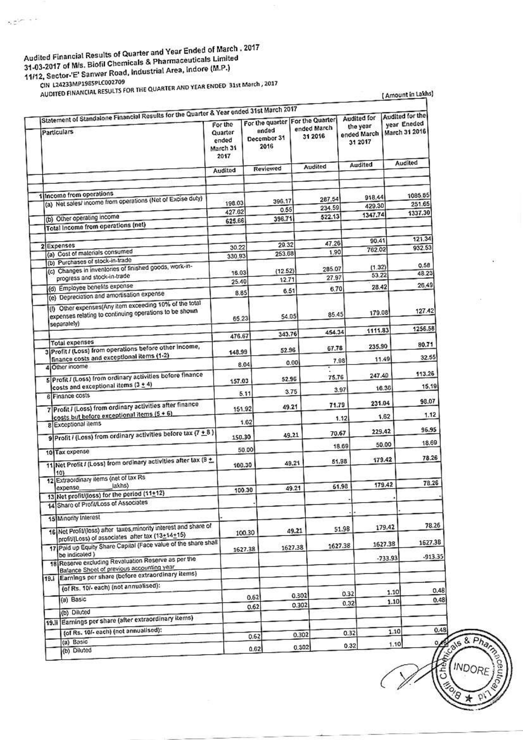Audited Financial Results of Quarter and Year Ended of March , 2017
31-03-2017 of M/s. Biofil Chemicals & Pharmaceuticals Limited
11/12, Sector-'E' Sanwer Road, Industrial Area, Indore (M.P.)

CIN L24233MP1985PLC002709

AUDITED FINANCIAL RESULTS FOR THE QUARTER AND YEAR ENDED 31st March , 2017

( Amount in Lakhs)

| | Statement of Standalone Financial Results for the Quarter & Year ended 31st March 2017 | | | | | |
|---|---|---|---|---|---|---|
| | Particulars | For the Quarter ended March 31 2017 | For the quarter ended December 31 2016 | For the Quarter ended March 31 2016 | Audited for the year ended March 31 2017 | Audited for the year Eneded March 31 2016 |
| | | Audited | Reviewed | Audited | Audited | Audited |
| 1 | Income from operations | | | | | |
| | (a) Net sales/ income from operations (Net of Excise duty) | 198.03 | 396.17 | 287.54 | 918.44 | 1085.65 |
| | (b) Other operating income | 427.62 | 0.55 | 234.59 | 429.30 | 251.65 |
| | Total income from operations (net) | 625.66 | 396.71 | 522.13 | 1347.74 | 1337.30 |
| 2 | Expenses | | | | | |
| | (a) Cost of materials consumed | 30.22 | 29.32 | 47.26 | 90.41 | 121.34 |
| | (b) Purchases of stock-in-trade | 330.93 | 253.68 | 1.90 | 762.02 | 932.53 |
| | (c) Changes in inventories of finished goods, work-in-progress and stock-in-trade | 16.03 | (12.52) | 285.07 | (1.32) | 0.58 |
| | (d) Employee benefits expense | 25.40 | 12.71 | 27.97 | 53.22 | 48.23 |
| | (e) Depreciation and amortisation expense | 8.85 | 6.51 | 6.70 | 28.42 | 26.49 |
| | (f) Other expenses(Any item exceeding 10% of the total expenses relating to continuing operations to be shown separately) | 65.23 | 54.05 | 85.45 | 179.08 | 127.42 |
| | Total expenses | 476.67 | 343.76 | 454.34 | 1111.83 | 1256.58 |
| 3 | Profit / (Loss) from operations before other income, finance costs and exceptional items (1-2) | 148.99 | 52.96 | 67.78 | 235.90 | 80.71 |
| 4 | Other income | 8.04 | 0.00 | 7.98 | 11.49 | 32.55 |
| 5 | Profit / (Loss) from ordinary activities before finance costs and exceptional items (3 ± 4) | 157.03 | 52.96 | 75.76 | 247.40 | 113.26 |
| 6 | Finance costs | 5.11 | 3.75 | 3.97 | 16.36 | 15.19 |
| 7 | Profit / (Loss) from ordinary activities after finance costs but before exceptional items (5 ± 6) | 151.92 | 49.21 | 71.79 | 231.04 | 98.07 |
| 8 | Exceptional items | 1.62 | | 1.12 | 1.62 | 1.12 |
| 9 | Profit / (Loss) from ordinary activities before tax (7 ± 8 ) | 150.30 | 49.21 | 70.67 | 229.42 | 96.95 |
| 10 | Tax expense | 50.00 | | 18.69 | 50.00 | 18.69 |
| 11 | Net Profit / (Loss) from ordinary activities after tax (9 ± 10) | 100.30 | 49.21 | 51.98 | 179.42 | 78.26 |
| 12 | Extraordinary items (net of tax Rs expense_____ lakhs) | | | | | |
| 13 | Net profit/(loss) for the period (11±12) | 100.30 | 49.21 | 51.98 | 179.42 | 78.26 |
| 14 | Share of Profit/Loss of Associates | | - | - | - | - |
| 15 | Minority Interest | - | | - | - | |
| 16 | Net Profit/(loss) after taxes,minority interest and share of profit/(Loss) of associates after tax (13±14±15) | 100.30 | 49.21 | 51.98 | 179.42 | 78.26 |
| 17 | Paid up Equity Share Capital (Face value of the share shall be indicated ) | 1627.38 | 1627.38 | 1627.38 | 1627.38 | 1627.38 |
| 18 | Reserve excluding Revaluation Reserve as per the Balance Sheet of previous accounting year | | | | -733.93 | -913.35 |
| 19.i | Earnings per share (before extraordinary items) | | | | | |
| | (of Rs. 10/- each) (not annualised): | | | | | |
| | (a) Basic | 0.62 | 0.302 | 0.32 | 1.10 | 0.48 |
| | (b) Diluted | 0.62 | 0.302 | 0.32 | 1.10 | 0.48 |
| 19.ii | Earnings per share (after extraordinary items) | | | | | |
| | (of Rs. 10/- each) (not annualised): | | | | | |
| | (a) Basic | 0.62 | 0.302 | 0.32 | 1.10 | 0.48 |
| | (b) Diluted | 0.62 | 0.302 | 0.32 | 1.10 | |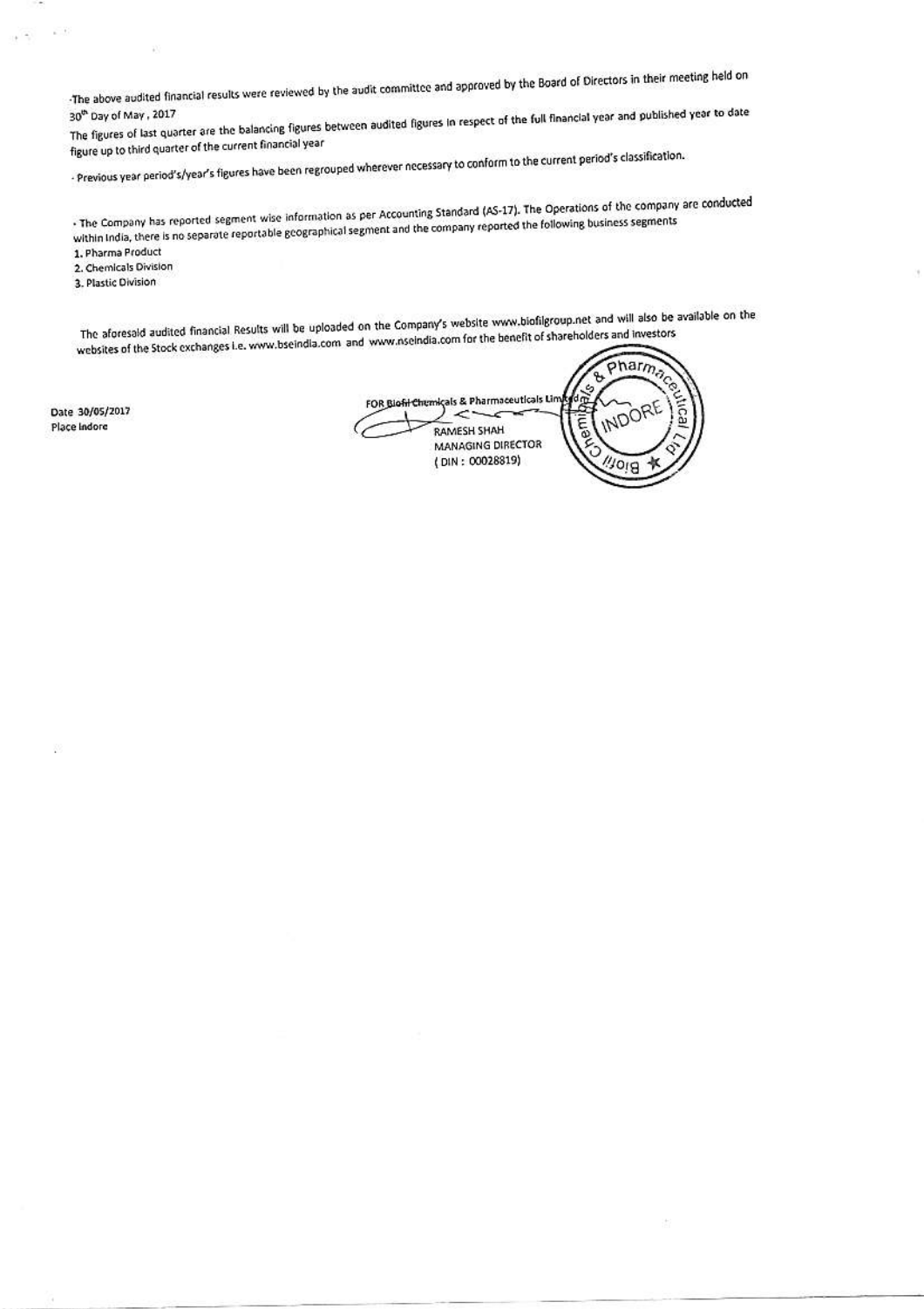-The above audited financial results were reviewed by the audit committee and approved by the Board of Directors in their meeting held on 30th Day of May , 2017

The figures of last quarter are the balancing figures between audited figures in respect of the full financial year and published year to date figure up to third quarter of the current financial year

- Previous year period's/year's figures have been regrouped wherever necessary to conform to the current period's classification.

- The Company has reported segment wise information as per Accounting Standard (AS-17). The Operations of the company are conducted within India, there is no separate reportable geographical segment and the company reported the following business segments

1. Pharma Product
2. Chemicals Division
3. Plastic Division

The aforesaid audited financial Results will be uploaded on the Company's website www.biofilgroup.net and will also be available on the websites of the Stock exchanges i.e. www.bseindia.com and www.nseindia.com for the benefit of shareholders and investors

Date 30/05/2017
Place Indore

FOR Biofil Chemicals & Pharmaceuticals Limited

RAMESH SHAH
MANAGING DIRECTOR
( DIN : 00028819)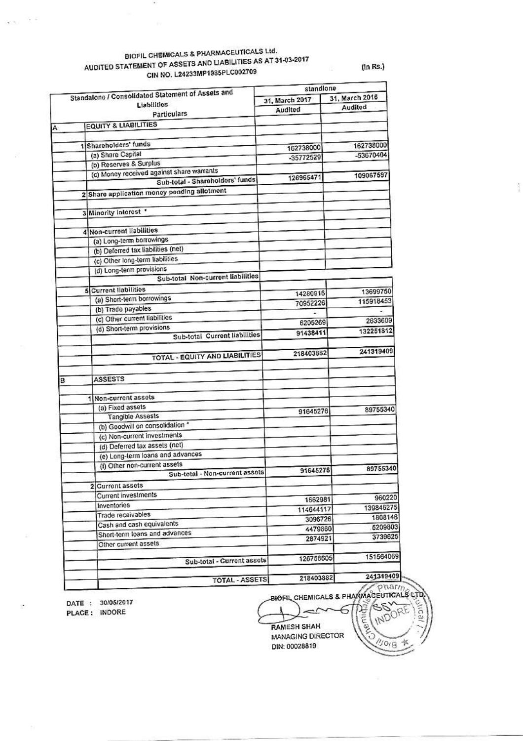# BIOFIL CHEMICALS & PHARMACEUTICALS Ltd.

## AUDITED STATEMENT OF ASSETS AND LIABILITIES AS AT 31-03-2017

CIN NO. L24233MP1985PLC002709

(In Rs.)

| | | Standalone / Consolidated Statement of Assets and Liabilities Particulars | standlone | |
|---|---|---|---|---|
| | | | 31, March 2017 Audited | 31, March 2016 Audited |
| A | | EQUITY & LIABILITIES | | |
| | 1 | Shareholders' funds | | |
| | | (a) Share Capital | 162738000 | 162738000 |
| | | (b) Reserves & Surplus | -35772529 | -53670404 |
| | | (c) Money received against share warrants | | |
| | | Sub-total - Shareholders' funds | 126965471 | 109067597 |
| | 2 | Share application money pending allotment | | |
| | 3 | Minority interest * | | |
| | 4 | Non-current liabilities | | |
| | | (a) Long-term borrowings | | |
| | | (b) Deferred tax liabilities (net) | | |
| | | (c) Other long-term liabilities | | |
| | | (d) Long-term provisions | | |
| | | Sub-total Non-current liabilities | | |
| | 5 | Current liabilities | | |
| | | (a) Short-term borrowings | 14280916 | 13699750 |
| | | (b) Trade payables | 70952226 | 115918453 |
| | | (c) Other current liabilities | - | - |
| | | (d) Short-term provisions | 6205269 | 2633609 |
| | | Sub-total Current liabilities | 91438411 | 132251812 |
| | | TOTAL - EQUITY AND LIABILITIES | 218403882 | 241319409 |
| B | | ASSESTS | | |
| | 1 | Non-current assets | | |
| | | (a) Fixed assets | | |
| | | Tangible Assests | 91645276 | 89755340 |
| | | (b) Goodwill on consolidation * | | |
| | | (c) Non-current investments | | |
| | | (d) Deferred tax assets (net) | | |
| | | (e) Long-term loans and advances | | |
| | | (f) Other non-current assets | | |
| | | Sub-total - Non-current assets | 91645276 | 89755340 |
| | 2 | Current assets | | |
| | | Current investments | | |
| | | Inventories | 1662981 | 960220 |
| | | Trade receivables | 114644117 | 139846275 |
| | | Cash and cash equivalents | 3096726 | 1808146 |
| | | Short-term loans and advances | 4479860 | 5209803 |
| | | Other current assets | 2874921 | 3739625 |
| | | Sub-total - Current assets | 126758605 | 151564069 |
| | | TOTAL - ASSETS | 218403882 | 241319409 |

DATE : 30/05/2017

PLACE : INDORE

BIOFIL CHEMICALS & PHARMACEUTICALS LTD.

RAMESH SHAH

MANAGING DIRECTOR

DIN: 00028819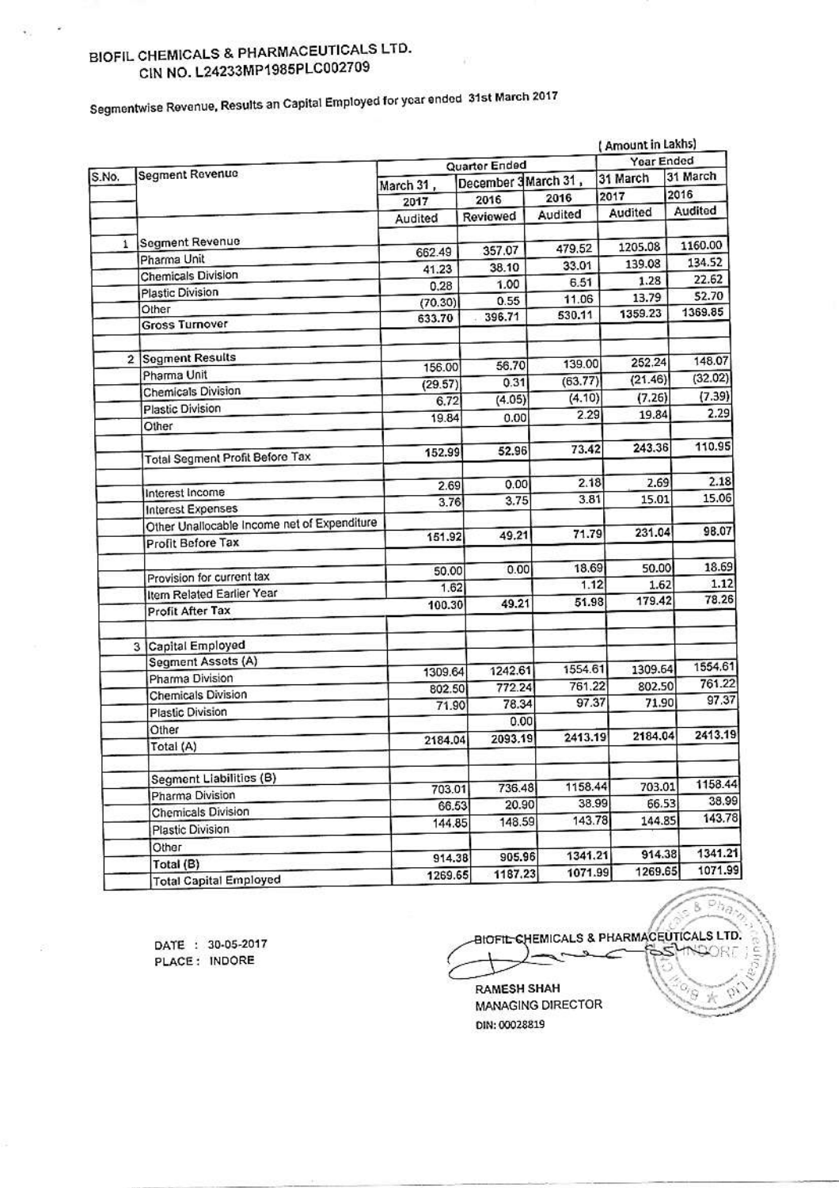# BIOFIL CHEMICALS & PHARMACEUTICALS LTD.
## CIN NO. L24233MP1985PLC002709

Segmentwise Revenue, Results an Capital Employed for year ended 31st March 2017

(Amount in Lakhs)

| S.No. | Segment Revenue | Quarter Ended | | | Year Ended | |
|---|---|---|---|---|---|---|
| | | March 31, 2017 | December 31, 2016 | March 31, 2016 | 31 March 2017 | 31 March 2016 |
| | | Audited | Reviewed | Audited | Audited | Audited |
| 1 | Segment Revenue | | | | | |
| | Pharma Unit | 662.49 | 357.07 | 479.52 | 1205.08 | 1160.00 |
| | Chemicals Division | 41.23 | 38.10 | 33.01 | 139.08 | 134.52 |
| | Plastic Division | 0.28 | 1.00 | 6.51 | 1.28 | 22.62 |
| | Other | (70.30) | 0.55 | 11.06 | 13.79 | 52.70 |
| | Gross Turnover | 633.70 | 396.71 | 530.11 | 1359.23 | 1369.85 |
| 2 | Segment Results | | | | | |
| | Pharma Unit | 156.00 | 56.70 | 139.00 | 252.24 | 148.07 |
| | Chemicals Division | (29.57) | 0.31 | (63.77) | (21.46) | (32.02) |
| | Plastic Division | 6.72 | (4.05) | (4.10) | (7.26) | (7.39) |
| | Other | 19.84 | 0.00 | 2.29 | 19.84 | 2.29 |
| | Total Segment Profit Before Tax | 152.99 | 52.96 | 73.42 | 243.36 | 110.95 |
| | Interest Income | 2.69 | 0.00 | 2.18 | 2.69 | 2.18 |
| | Interest Expenses | 3.76 | 3.75 | 3.81 | 15.01 | 15.06 |
| | Other Unallocable Income net of Expenditure | | | | | |
| | Profit Before Tax | 151.92 | 49.21 | 71.79 | 231.04 | 98.07 |
| | Provision for current tax | 50.00 | 0.00 | 18.69 | 50.00 | 18.69 |
| | Item Related Earlier Year | 1.62 | | 1.12 | 1.62 | 1.12 |
| | Profit After Tax | 100.30 | 49.21 | 51.98 | 179.42 | 78.26 |
| 3 | Capital Employed | | | | | |
| | Segment Assets (A) | | | | | |
| | Pharma Division | 1309.64 | 1242.61 | 1554.61 | 1309.64 | 1554.61 |
| | Chemicals Division | 802.50 | 772.24 | 761.22 | 802.50 | 761.22 |
| | Plastic Division | 71.90 | 78.34 | 97.37 | 71.90 | 97.37 |
| | Other | | 0.00 | | | |
| | Total (A) | 2184.04 | 2093.19 | 2413.19 | 2184.04 | 2413.19 |
| | Segment Liabilities (B) | | | | | |
| | Pharma Division | 703.01 | 736.48 | 1158.44 | 703.01 | 1158.44 |
| | Chemicals Division | 66.53 | 20.90 | 38.99 | 66.53 | 38.99 |
| | Plastic Division | 144.85 | 148.59 | 143.78 | 144.85 | 143.78 |
| | Other | | | | | |
| | Total (B) | 914.38 | 905.96 | 1341.21 | 914.38 | 1341.21 |
| | Total Capital Employed | 1269.65 | 1187.23 | 1071.99 | 1269.65 | 1071.99 |

DATE : 30-05-2017
PLACE : INDORE

BIOFIL CHEMICALS & PHARMACEUTICALS LTD.

RAMESH SHAH
MANAGING DIRECTOR
DIN: 00028819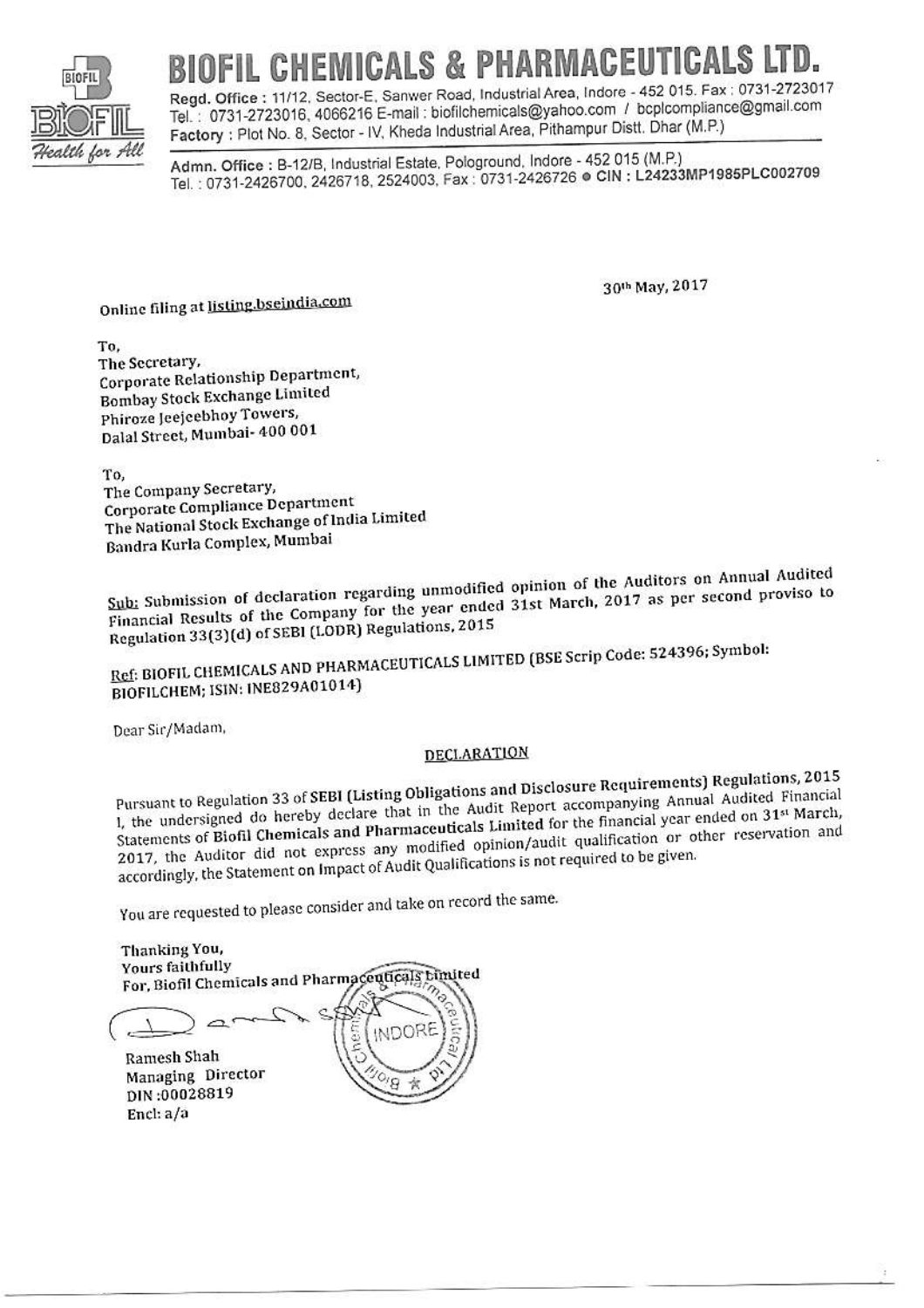# BIOFIL CHEMICALS & PHARMACEUTICALS LTD.

Regd. Office : 11/12, Sector-E, Sanwer Road, Industrial Area, Indore - 452 015. Fax : 0731-2723017
Tel. : 0731-2723016, 4066216 E-mail : biofilchemicals@yahoo.com / bcplcompliance@gmail.com
Factory : Plot No. 8, Sector - IV, Kheda Industrial Area, Pithampur Distt. Dhar (M.P.)

Admn. Office : B-12/B, Industrial Estate, Pologround, Indore - 452 015 (M.P.)
Tel. : 0731-2426700, 2426718, 2524003, Fax : 0731-2426726 ● CIN : L24233MP1985PLC002709

*Health for All*

30[th] May, 2017

Online filing at listing.bseindia.com

To,
The Secretary,
Corporate Relationship Department,
Bombay Stock Exchange Limited
Phiroze Jeejeebhoy Towers,
Dalal Street, Mumbai- 400 001

To,
The Company Secretary,
Corporate Compliance Department
The National Stock Exchange of India Limited
Bandra Kurla Complex, Mumbai

Sub: Submission of declaration regarding unmodified opinion of the Auditors on Annual Audited Financial Results of the Company for the year ended 31st March, 2017 as per second proviso to Regulation 33(3)(d) of SEBI (LODR) Regulations, 2015

Ref: BIOFIL CHEMICALS AND PHARMACEUTICALS LIMITED (BSE Scrip Code: 524396; Symbol: BIOFILCHEM; ISIN: INE829A01014)

Dear Sir/Madam,

## DECLARATION

Pursuant to Regulation 33 of **SEBI (Listing Obligations and Disclosure Requirements) Regulations, 2015** I, the undersigned do hereby declare that in the Audit Report accompanying Annual Audited Financial Statements of **Biofil Chemicals and Pharmaceuticals Limited** for the financial year ended on 31[st] March, 2017, the Auditor did not express any modified opinion/audit qualification or other reservation and accordingly, the Statement on Impact of Audit Qualifications is not required to be given.

You are requested to please consider and take on record the same.

Thanking You,
Yours faithfully
For, Biofil Chemicals and Pharmaceuticals Limited

Ramesh Shah
Managing Director
DIN :00028819
Encl: a/a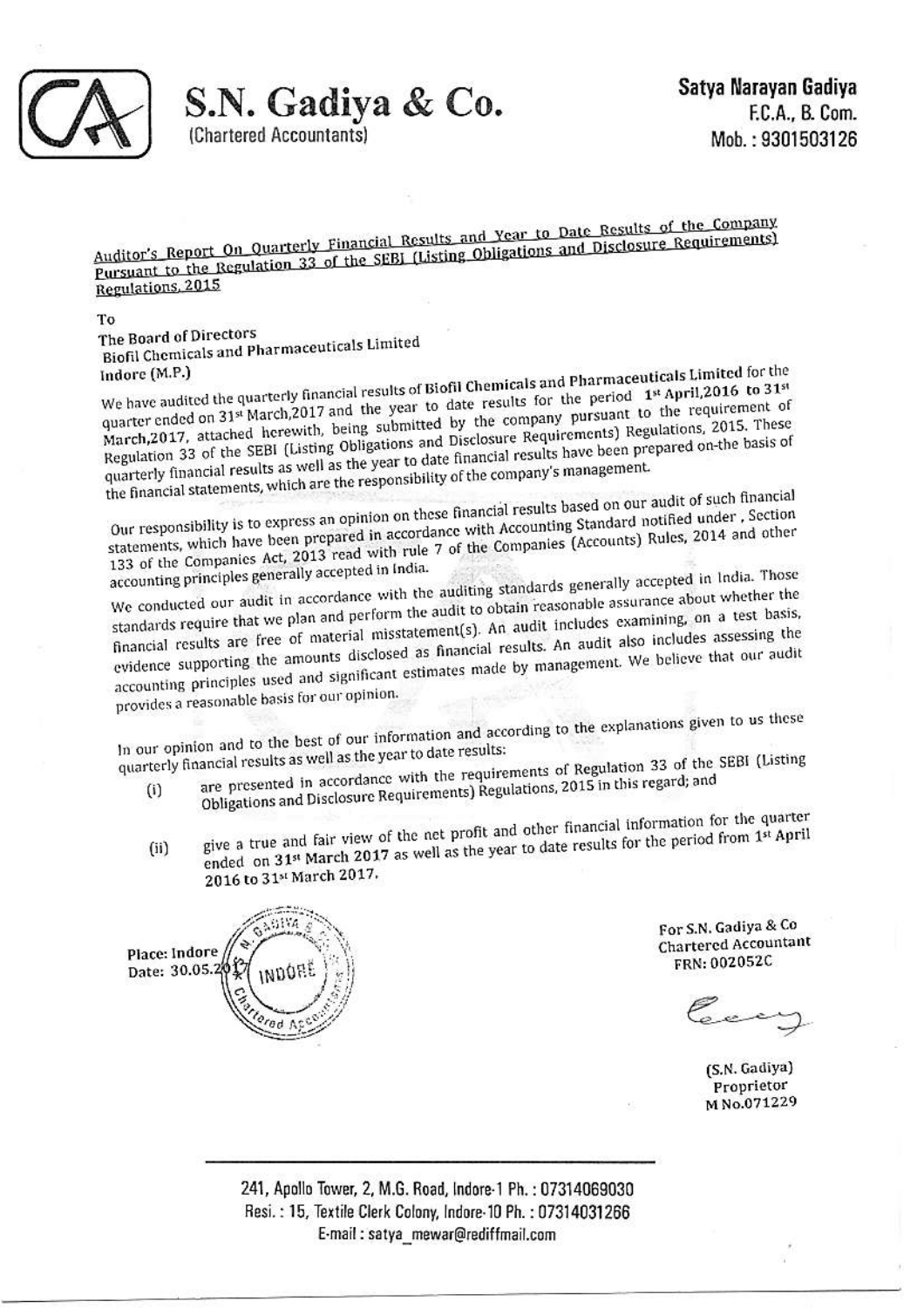# S.N. Gadiya & Co.
(Chartered Accountants)

**Satya Narayan Gadiya**
F.C.A., B. Com.
Mob. : 9301503126

**Auditor's Report On Quarterly Financial Results and Year to Date Results of the Company Pursuant to the Regulation 33 of the SEBI (Listing Obligations and Disclosure Requirements) Regulations, 2015**

To
The Board of Directors
Biofil Chemicals and Pharmaceuticals Limited
Indore (M.P.)

We have audited the quarterly financial results of Biofil Chemicals and Pharmaceuticals Limited for the quarter ended on 31st March,2017 and the year to date results for the period 1st April,2016 to 31st March,2017, attached herewith, being submitted by the company pursuant to the requirement of Regulation 33 of the SEBI (Listing Obligations and Disclosure Requirements) Regulations, 2015. These quarterly financial results as well as the year to date financial results have been prepared on-the basis of the financial statements, which are the responsibility of the company's management.

Our responsibility is to express an opinion on these financial results based on our audit of such financial statements, which have been prepared in accordance with Accounting Standard notified under , Section 133 of the Companies Act, 2013 read with rule 7 of the Companies (Accounts) Rules, 2014 and other accounting principles generally accepted in India.

We conducted our audit in accordance with the auditing standards generally accepted in India. Those standards require that we plan and perform the audit to obtain reasonable assurance about whether the financial results are free of material misstatement(s). An audit includes examining, on a test basis, evidence supporting the amounts disclosed as financial results. An audit also includes assessing the accounting principles used and significant estimates made by management. We believe that our audit provides a reasonable basis for our opinion.

In our opinion and to the best of our information and according to the explanations given to us these quarterly financial results as well as the year to date results:

(i) are presented in accordance with the requirements of Regulation 33 of the SEBI (Listing Obligations and Disclosure Requirements) Regulations, 2015 in this regard; and

(ii) give a true and fair view of the net profit and other financial information for the quarter ended on 31st March 2017 as well as the year to date results for the period from 1st April 2016 to 31st March 2017.

Place: Indore
Date: 30.05.2017

For S.N. Gadiya & Co
Chartered Accountant
FRN: 002052C

(S.N. Gadiya)
Proprietor
M No.071229

241, Apollo Tower, 2, M.G. Road, Indore-1 Ph. : 07314069030
Resi. : 15, Textile Clerk Colony, Indore-10 Ph. : 07314031266
E-mail : satya_mewar@rediffmail.com